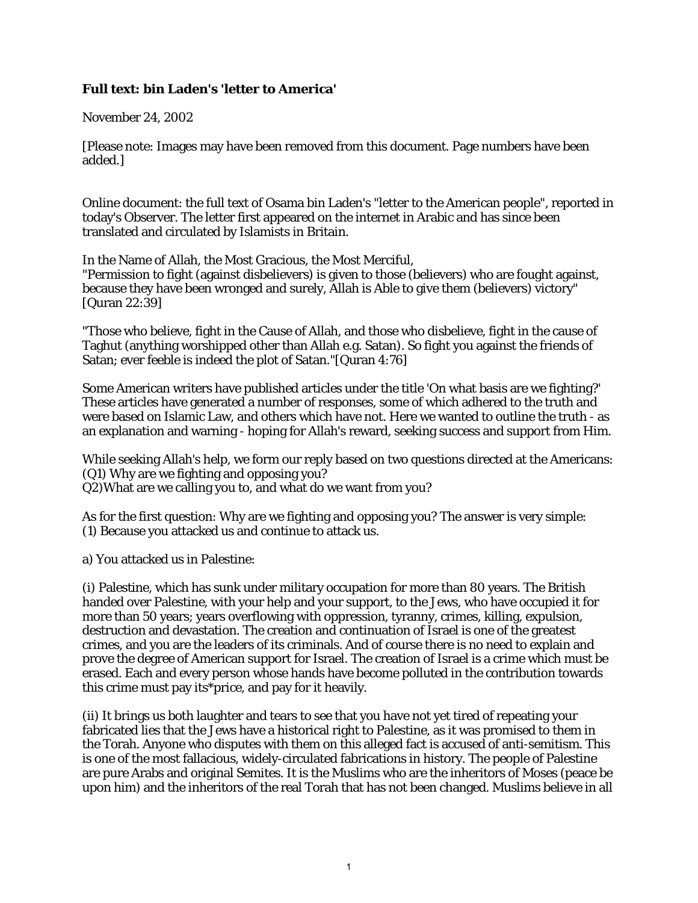**Full text: bin Laden's 'letter to America'**

November 24, 2002

[Please note: Images may have been removed from this document. Page numbers have been added.]

Online document: the full text of Osama bin Laden's "letter to the American people", reported in today's Observer. The letter first appeared on the internet in Arabic and has since been translated and circulated by Islamists in Britain.

In the Name of Allah, the Most Gracious, the Most Merciful,
"Permission to fight (against disbelievers) is given to those (believers) who are fought against, because they have been wronged and surely, Allah is Able to give them (believers) victory" [Quran 22:39]

"Those who believe, fight in the Cause of Allah, and those who disbelieve, fight in the cause of Taghut (anything worshipped other than Allah e.g. Satan). So fight you against the friends of Satan; ever feeble is indeed the plot of Satan."[Quran 4:76]

Some American writers have published articles under the title 'On what basis are we fighting?' These articles have generated a number of responses, some of which adhered to the truth and were based on Islamic Law, and others which have not. Here we wanted to outline the truth - as an explanation and warning - hoping for Allah's reward, seeking success and support from Him.

While seeking Allah's help, we form our reply based on two questions directed at the Americans:
(Q1) Why are we fighting and opposing you?
Q2)What are we calling you to, and what do we want from you?

As for the first question: Why are we fighting and opposing you? The answer is very simple:
(1) Because you attacked us and continue to attack us.

a) You attacked us in Palestine:

(i) Palestine, which has sunk under military occupation for more than 80 years. The British handed over Palestine, with your help and your support, to the Jews, who have occupied it for more than 50 years; years overflowing with oppression, tyranny, crimes, killing, expulsion, destruction and devastation. The creation and continuation of Israel is one of the greatest crimes, and you are the leaders of its criminals. And of course there is no need to explain and prove the degree of American support for Israel. The creation of Israel is a crime which must be erased. Each and every person whose hands have become polluted in the contribution towards this crime must pay its*price, and pay for it heavily.

(ii) It brings us both laughter and tears to see that you have not yet tired of repeating your fabricated lies that the Jews have a historical right to Palestine, as it was promised to them in the Torah. Anyone who disputes with them on this alleged fact is accused of anti-semitism. This is one of the most fallacious, widely-circulated fabrications in history. The people of Palestine are pure Arabs and original Semites. It is the Muslims who are the inheritors of Moses (peace be upon him) and the inheritors of the real Torah that has not been changed. Muslims believe in all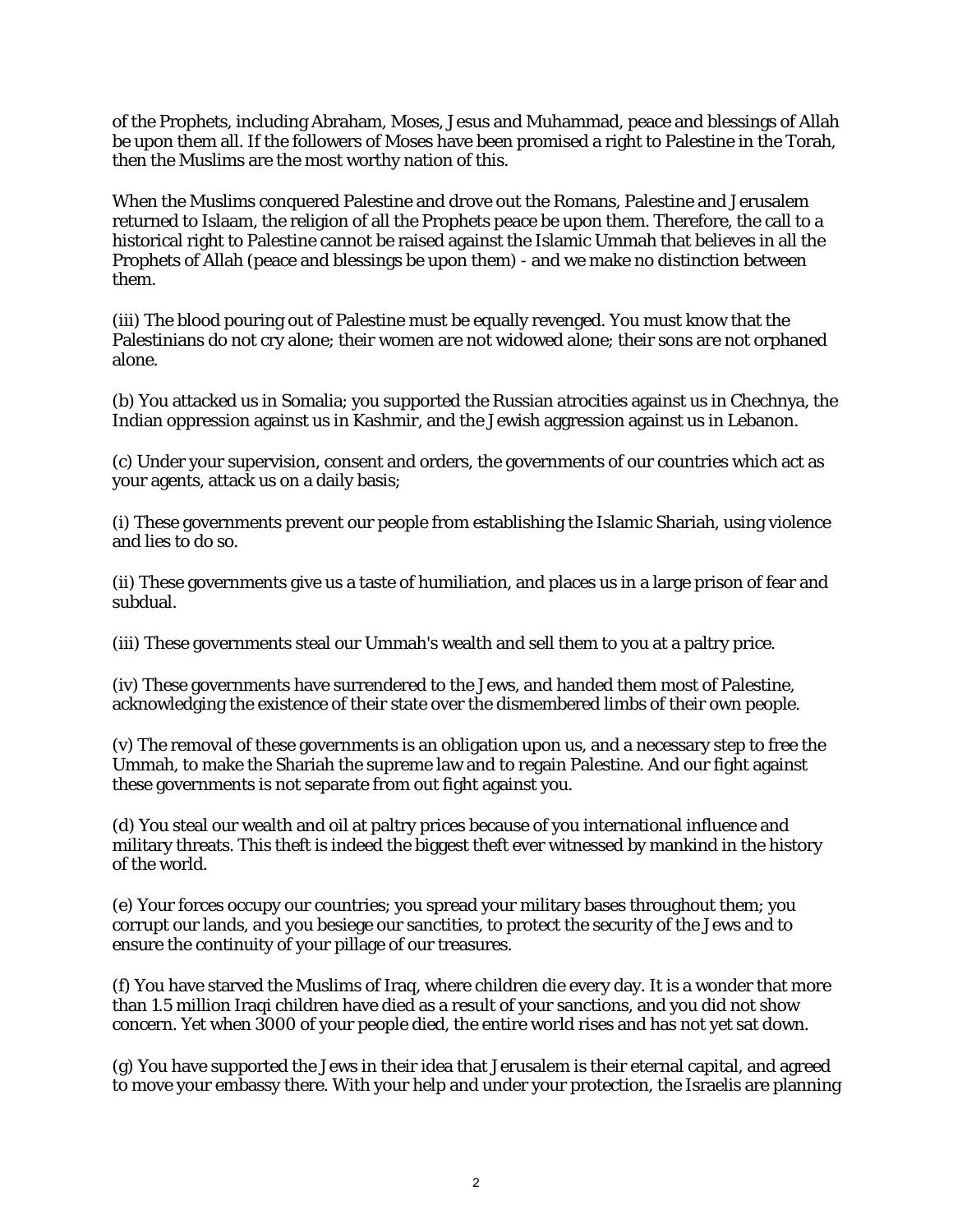of the Prophets, including Abraham, Moses, Jesus and Muhammad, peace and blessings of Allah be upon them all. If the followers of Moses have been promised a right to Palestine in the Torah, then the Muslims are the most worthy nation of this.

When the Muslims conquered Palestine and drove out the Romans, Palestine and Jerusalem returned to Islaam, the religion of all the Prophets peace be upon them. Therefore, the call to a historical right to Palestine cannot be raised against the Islamic Ummah that believes in all the Prophets of Allah (peace and blessings be upon them) - and we make no distinction between them.

(iii) The blood pouring out of Palestine must be equally revenged. You must know that the Palestinians do not cry alone; their women are not widowed alone; their sons are not orphaned alone.

(b) You attacked us in Somalia; you supported the Russian atrocities against us in Chechnya, the Indian oppression against us in Kashmir, and the Jewish aggression against us in Lebanon.

(c) Under your supervision, consent and orders, the governments of our countries which act as your agents, attack us on a daily basis;

(i) These governments prevent our people from establishing the Islamic Shariah, using violence and lies to do so.

(ii) These governments give us a taste of humiliation, and places us in a large prison of fear and subdual.

(iii) These governments steal our Ummah's wealth and sell them to you at a paltry price.

(iv) These governments have surrendered to the Jews, and handed them most of Palestine, acknowledging the existence of their state over the dismembered limbs of their own people.

(v) The removal of these governments is an obligation upon us, and a necessary step to free the Ummah, to make the Shariah the supreme law and to regain Palestine. And our fight against these governments is not separate from out fight against you.

(d) You steal our wealth and oil at paltry prices because of you international influence and military threats. This theft is indeed the biggest theft ever witnessed by mankind in the history of the world.

(e) Your forces occupy our countries; you spread your military bases throughout them; you corrupt our lands, and you besiege our sanctities, to protect the security of the Jews and to ensure the continuity of your pillage of our treasures.

(f) You have starved the Muslims of Iraq, where children die every day. It is a wonder that more than 1.5 million Iraqi children have died as a result of your sanctions, and you did not show concern. Yet when 3000 of your people died, the entire world rises and has not yet sat down.

(g) You have supported the Jews in their idea that Jerusalem is their eternal capital, and agreed to move your embassy there. With your help and under your protection, the Israelis are planning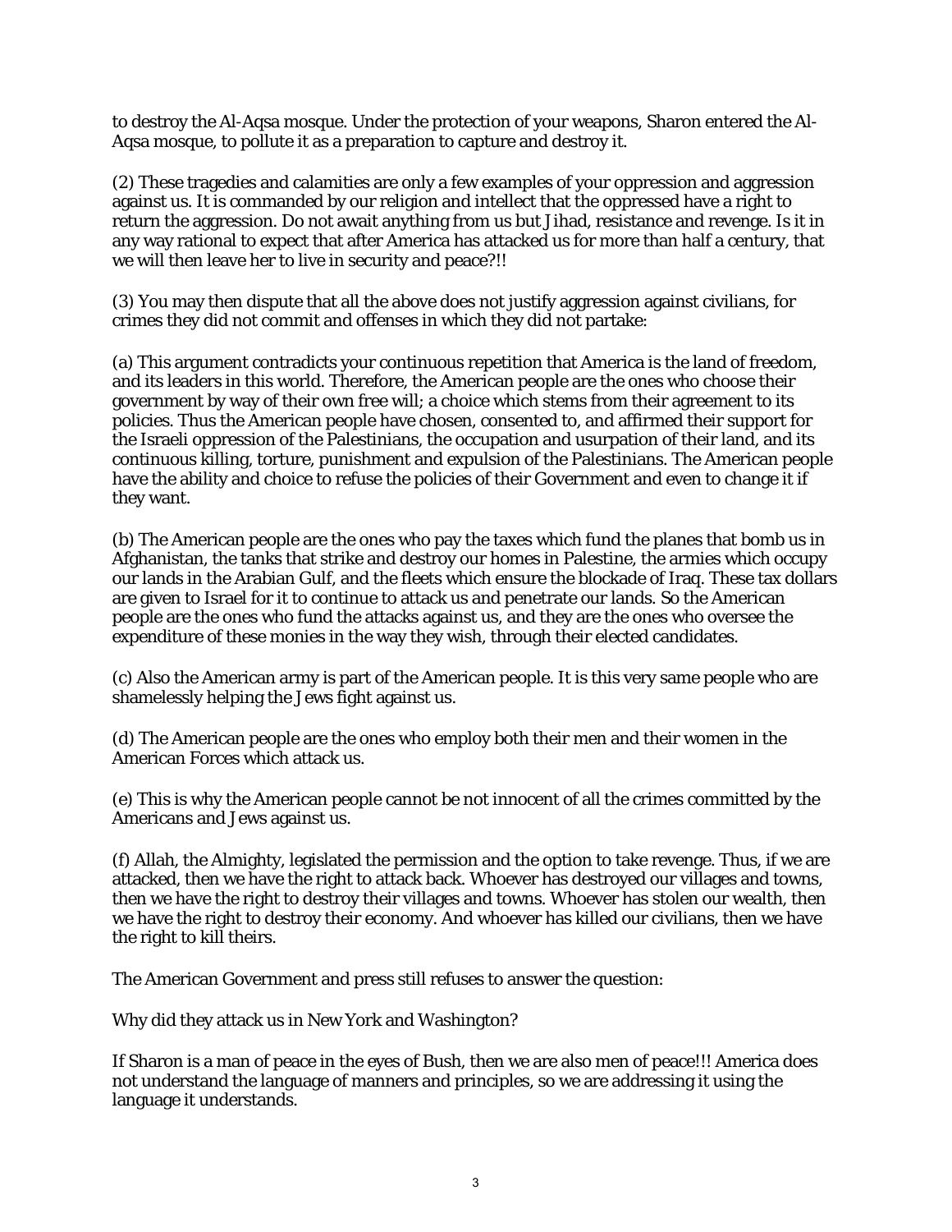to destroy the Al-Aqsa mosque. Under the protection of your weapons, Sharon entered the Al-Aqsa mosque, to pollute it as a preparation to capture and destroy it.

(2) These tragedies and calamities are only a few examples of your oppression and aggression against us. It is commanded by our religion and intellect that the oppressed have a right to return the aggression. Do not await anything from us but Jihad, resistance and revenge. Is it in any way rational to expect that after America has attacked us for more than half a century, that we will then leave her to live in security and peace?!!

(3) You may then dispute that all the above does not justify aggression against civilians, for crimes they did not commit and offenses in which they did not partake:

(a) This argument contradicts your continuous repetition that America is the land of freedom, and its leaders in this world. Therefore, the American people are the ones who choose their government by way of their own free will; a choice which stems from their agreement to its policies. Thus the American people have chosen, consented to, and affirmed their support for the Israeli oppression of the Palestinians, the occupation and usurpation of their land, and its continuous killing, torture, punishment and expulsion of the Palestinians. The American people have the ability and choice to refuse the policies of their Government and even to change it if they want.

(b) The American people are the ones who pay the taxes which fund the planes that bomb us in Afghanistan, the tanks that strike and destroy our homes in Palestine, the armies which occupy our lands in the Arabian Gulf, and the fleets which ensure the blockade of Iraq. These tax dollars are given to Israel for it to continue to attack us and penetrate our lands. So the American people are the ones who fund the attacks against us, and they are the ones who oversee the expenditure of these monies in the way they wish, through their elected candidates.

(c) Also the American army is part of the American people. It is this very same people who are shamelessly helping the Jews fight against us.

(d) The American people are the ones who employ both their men and their women in the American Forces which attack us.

(e) This is why the American people cannot be not innocent of all the crimes committed by the Americans and Jews against us.

(f) Allah, the Almighty, legislated the permission and the option to take revenge. Thus, if we are attacked, then we have the right to attack back. Whoever has destroyed our villages and towns, then we have the right to destroy their villages and towns. Whoever has stolen our wealth, then we have the right to destroy their economy. And whoever has killed our civilians, then we have the right to kill theirs.

The American Government and press still refuses to answer the question:

Why did they attack us in New York and Washington?

If Sharon is a man of peace in the eyes of Bush, then we are also men of peace!!! America does not understand the language of manners and principles, so we are addressing it using the language it understands.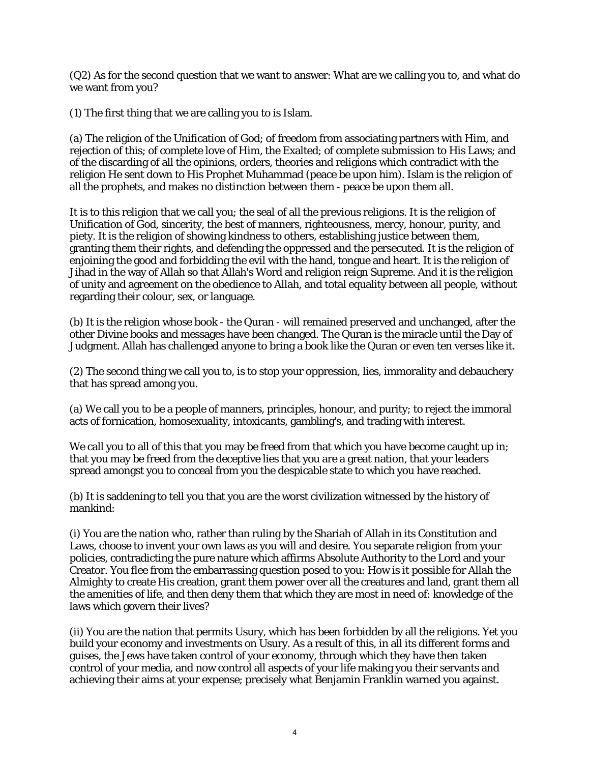(Q2) As for the second question that we want to answer: What are we calling you to, and what do we want from you?

(1) The first thing that we are calling you to is Islam.

(a) The religion of the Unification of God; of freedom from associating partners with Him, and rejection of this; of complete love of Him, the Exalted; of complete submission to His Laws; and of the discarding of all the opinions, orders, theories and religions which contradict with the religion He sent down to His Prophet Muhammad (peace be upon him). Islam is the religion of all the prophets, and makes no distinction between them - peace be upon them all.

It is to this religion that we call you; the seal of all the previous religions. It is the religion of Unification of God, sincerity, the best of manners, righteousness, mercy, honour, purity, and piety. It is the religion of showing kindness to others, establishing justice between them, granting them their rights, and defending the oppressed and the persecuted. It is the religion of enjoining the good and forbidding the evil with the hand, tongue and heart. It is the religion of Jihad in the way of Allah so that Allah's Word and religion reign Supreme. And it is the religion of unity and agreement on the obedience to Allah, and total equality between all people, without regarding their colour, sex, or language.

(b) It is the religion whose book - the Quran - will remained preserved and unchanged, after the other Divine books and messages have been changed. The Quran is the miracle until the Day of Judgment. Allah has challenged anyone to bring a book like the Quran or even ten verses like it.

(2) The second thing we call you to, is to stop your oppression, lies, immorality and debauchery that has spread among you.

(a) We call you to be a people of manners, principles, honour, and purity; to reject the immoral acts of fornication, homosexuality, intoxicants, gambling's, and trading with interest.

We call you to all of this that you may be freed from that which you have become caught up in; that you may be freed from the deceptive lies that you are a great nation, that your leaders spread amongst you to conceal from you the despicable state to which you have reached.

(b) It is saddening to tell you that you are the worst civilization witnessed by the history of mankind:

(i) You are the nation who, rather than ruling by the Shariah of Allah in its Constitution and Laws, choose to invent your own laws as you will and desire. You separate religion from your policies, contradicting the pure nature which affirms Absolute Authority to the Lord and your Creator. You flee from the embarrassing question posed to you: How is it possible for Allah the Almighty to create His creation, grant them power over all the creatures and land, grant them all the amenities of life, and then deny them that which they are most in need of: knowledge of the laws which govern their lives?

(ii) You are the nation that permits Usury, which has been forbidden by all the religions. Yet you build your economy and investments on Usury. As a result of this, in all its different forms and guises, the Jews have taken control of your economy, through which they have then taken control of your media, and now control all aspects of your life making you their servants and achieving their aims at your expense; precisely what Benjamin Franklin warned you against.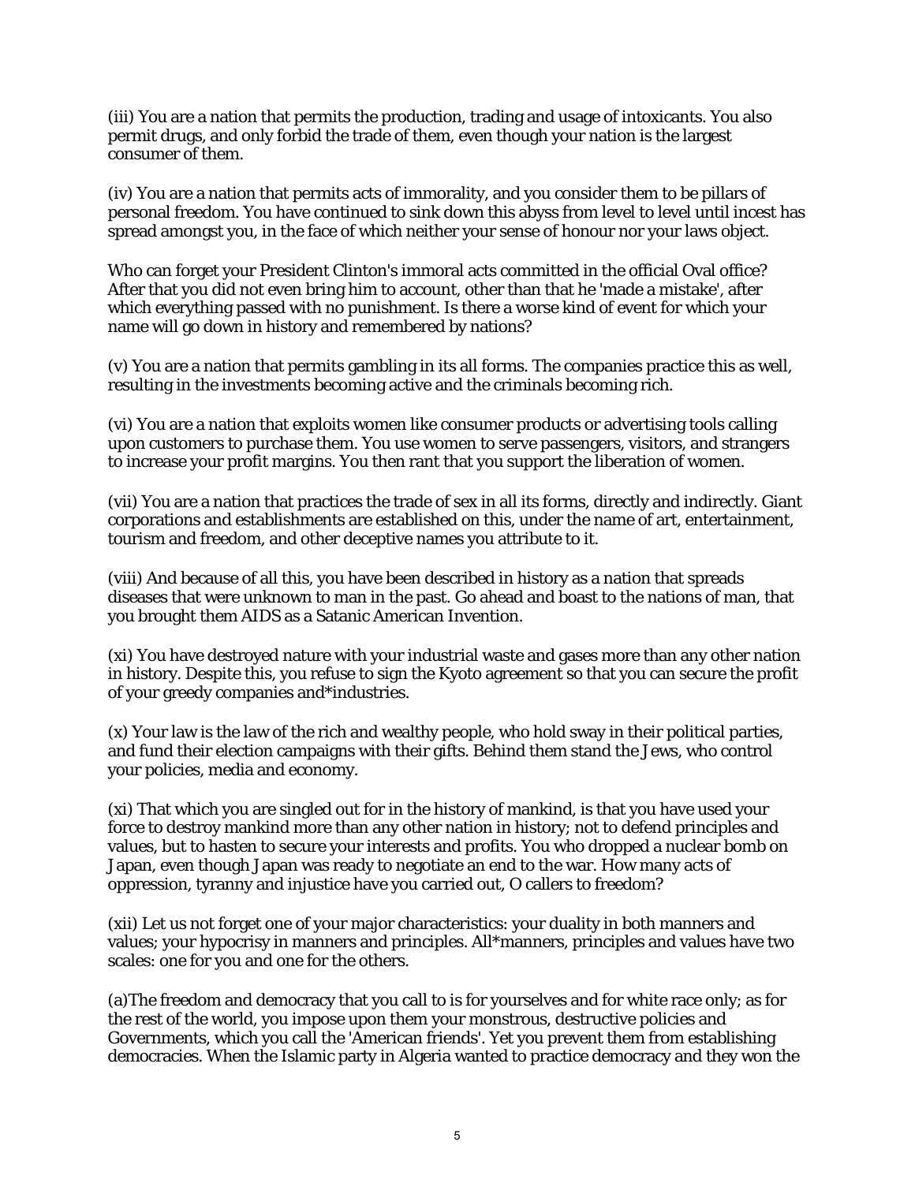(iii) You are a nation that permits the production, trading and usage of intoxicants. You also permit drugs, and only forbid the trade of them, even though your nation is the largest consumer of them.

(iv) You are a nation that permits acts of immorality, and you consider them to be pillars of personal freedom. You have continued to sink down this abyss from level to level until incest has spread amongst you, in the face of which neither your sense of honour nor your laws object.

Who can forget your President Clinton's immoral acts committed in the official Oval office? After that you did not even bring him to account, other than that he 'made a mistake', after which everything passed with no punishment. Is there a worse kind of event for which your name will go down in history and remembered by nations?

(v) You are a nation that permits gambling in its all forms. The companies practice this as well, resulting in the investments becoming active and the criminals becoming rich.

(vi) You are a nation that exploits women like consumer products or advertising tools calling upon customers to purchase them. You use women to serve passengers, visitors, and strangers to increase your profit margins. You then rant that you support the liberation of women.

(vii) You are a nation that practices the trade of sex in all its forms, directly and indirectly. Giant corporations and establishments are established on this, under the name of art, entertainment, tourism and freedom, and other deceptive names you attribute to it.

(viii) And because of all this, you have been described in history as a nation that spreads diseases that were unknown to man in the past. Go ahead and boast to the nations of man, that you brought them AIDS as a Satanic American Invention.

(xi) You have destroyed nature with your industrial waste and gases more than any other nation in history. Despite this, you refuse to sign the Kyoto agreement so that you can secure the profit of your greedy companies and*industries.

(x) Your law is the law of the rich and wealthy people, who hold sway in their political parties, and fund their election campaigns with their gifts. Behind them stand the Jews, who control your policies, media and economy.

(xi) That which you are singled out for in the history of mankind, is that you have used your force to destroy mankind more than any other nation in history; not to defend principles and values, but to hasten to secure your interests and profits. You who dropped a nuclear bomb on Japan, even though Japan was ready to negotiate an end to the war. How many acts of oppression, tyranny and injustice have you carried out, O callers to freedom?

(xii) Let us not forget one of your major characteristics: your duality in both manners and values; your hypocrisy in manners and principles. All*manners, principles and values have two scales: one for you and one for the others.

(a)The freedom and democracy that you call to is for yourselves and for white race only; as for the rest of the world, you impose upon them your monstrous, destructive policies and Governments, which you call the 'American friends'. Yet you prevent them from establishing democracies. When the Islamic party in Algeria wanted to practice democracy and they won the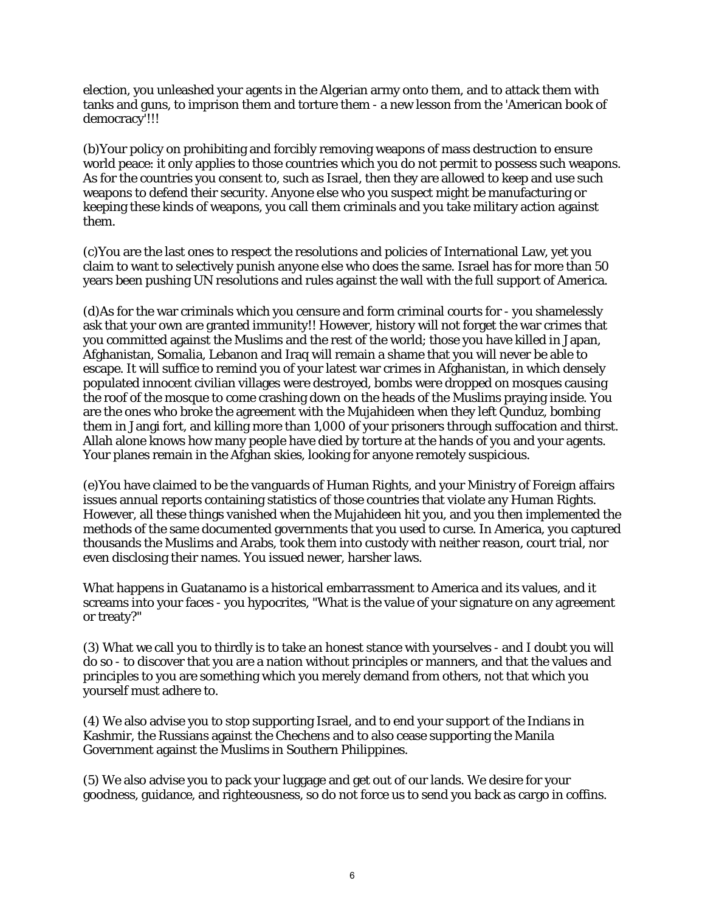election, you unleashed your agents in the Algerian army onto them, and to attack them with tanks and guns, to imprison them and torture them - a new lesson from the 'American book of democracy'!!!

(b)Your policy on prohibiting and forcibly removing weapons of mass destruction to ensure world peace: it only applies to those countries which you do not permit to possess such weapons. As for the countries you consent to, such as Israel, then they are allowed to keep and use such weapons to defend their security. Anyone else who you suspect might be manufacturing or keeping these kinds of weapons, you call them criminals and you take military action against them.

(c)You are the last ones to respect the resolutions and policies of International Law, yet you claim to want to selectively punish anyone else who does the same. Israel has for more than 50 years been pushing UN resolutions and rules against the wall with the full support of America.

(d)As for the war criminals which you censure and form criminal courts for - you shamelessly ask that your own are granted immunity!! However, history will not forget the war crimes that you committed against the Muslims and the rest of the world; those you have killed in Japan, Afghanistan, Somalia, Lebanon and Iraq will remain a shame that you will never be able to escape. It will suffice to remind you of your latest war crimes in Afghanistan, in which densely populated innocent civilian villages were destroyed, bombs were dropped on mosques causing the roof of the mosque to come crashing down on the heads of the Muslims praying inside. You are the ones who broke the agreement with the Mujahideen when they left Qunduz, bombing them in Jangi fort, and killing more than 1,000 of your prisoners through suffocation and thirst. Allah alone knows how many people have died by torture at the hands of you and your agents. Your planes remain in the Afghan skies, looking for anyone remotely suspicious.

(e)You have claimed to be the vanguards of Human Rights, and your Ministry of Foreign affairs issues annual reports containing statistics of those countries that violate any Human Rights. However, all these things vanished when the Mujahideen hit you, and you then implemented the methods of the same documented governments that you used to curse. In America, you captured thousands the Muslims and Arabs, took them into custody with neither reason, court trial, nor even disclosing their names. You issued newer, harsher laws.

What happens in Guatanamo is a historical embarrassment to America and its values, and it screams into your faces - you hypocrites, "What is the value of your signature on any agreement or treaty?"

(3) What we call you to thirdly is to take an honest stance with yourselves - and I doubt you will do so - to discover that you are a nation without principles or manners, and that the values and principles to you are something which you merely demand from others, not that which you yourself must adhere to.

(4) We also advise you to stop supporting Israel, and to end your support of the Indians in Kashmir, the Russians against the Chechens and to also cease supporting the Manila Government against the Muslims in Southern Philippines.

(5) We also advise you to pack your luggage and get out of our lands. We desire for your goodness, guidance, and righteousness, so do not force us to send you back as cargo in coffins.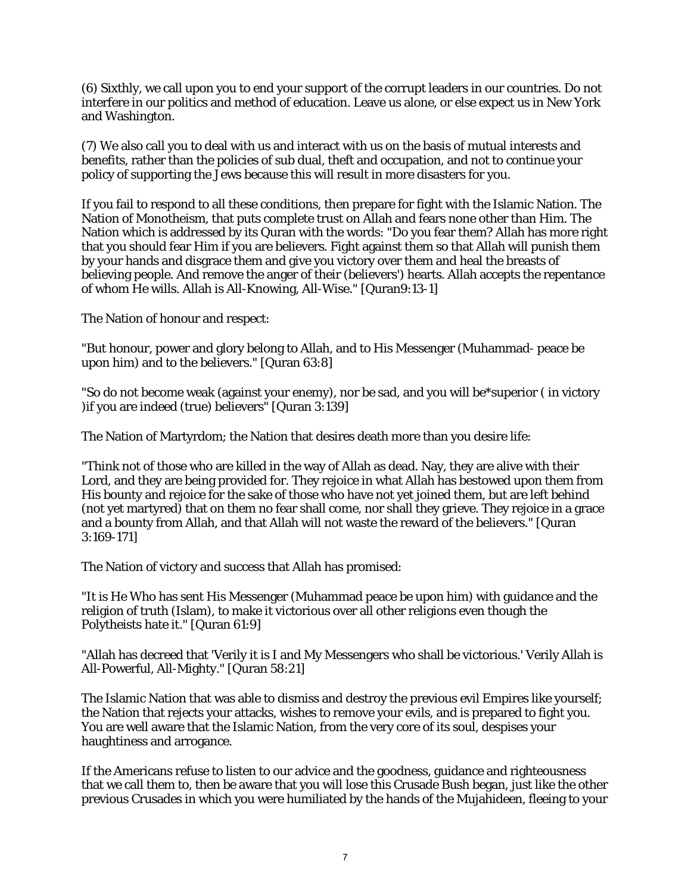(6) Sixthly, we call upon you to end your support of the corrupt leaders in our countries. Do not interfere in our politics and method of education. Leave us alone, or else expect us in New York and Washington.

(7) We also call you to deal with us and interact with us on the basis of mutual interests and benefits, rather than the policies of sub dual, theft and occupation, and not to continue your policy of supporting the Jews because this will result in more disasters for you.

If you fail to respond to all these conditions, then prepare for fight with the Islamic Nation. The Nation of Monotheism, that puts complete trust on Allah and fears none other than Him. The Nation which is addressed by its Quran with the words: "Do you fear them? Allah has more right that you should fear Him if you are believers. Fight against them so that Allah will punish them by your hands and disgrace them and give you victory over them and heal the breasts of believing people. And remove the anger of their (believers') hearts. Allah accepts the repentance of whom He wills. Allah is All-Knowing, All-Wise." [Quran9:13-1]

The Nation of honour and respect:

"But honour, power and glory belong to Allah, and to His Messenger (Muhammad- peace be upon him) and to the believers." [Quran 63:8]

"So do not become weak (against your enemy), nor be sad, and you will be*superior ( in victory )if you are indeed (true) believers" [Quran 3:139]

The Nation of Martyrdom; the Nation that desires death more than you desire life:

"Think not of those who are killed in the way of Allah as dead. Nay, they are alive with their Lord, and they are being provided for. They rejoice in what Allah has bestowed upon them from His bounty and rejoice for the sake of those who have not yet joined them, but are left behind (not yet martyred) that on them no fear shall come, nor shall they grieve. They rejoice in a grace and a bounty from Allah, and that Allah will not waste the reward of the believers." [Quran 3:169-171]

The Nation of victory and success that Allah has promised:

"It is He Who has sent His Messenger (Muhammad peace be upon him) with guidance and the religion of truth (Islam), to make it victorious over all other religions even though the Polytheists hate it." [Quran 61:9]

"Allah has decreed that 'Verily it is I and My Messengers who shall be victorious.' Verily Allah is All-Powerful, All-Mighty." [Quran 58:21]

The Islamic Nation that was able to dismiss and destroy the previous evil Empires like yourself; the Nation that rejects your attacks, wishes to remove your evils, and is prepared to fight you. You are well aware that the Islamic Nation, from the very core of its soul, despises your haughtiness and arrogance.

If the Americans refuse to listen to our advice and the goodness, guidance and righteousness that we call them to, then be aware that you will lose this Crusade Bush began, just like the other previous Crusades in which you were humiliated by the hands of the Mujahideen, fleeing to your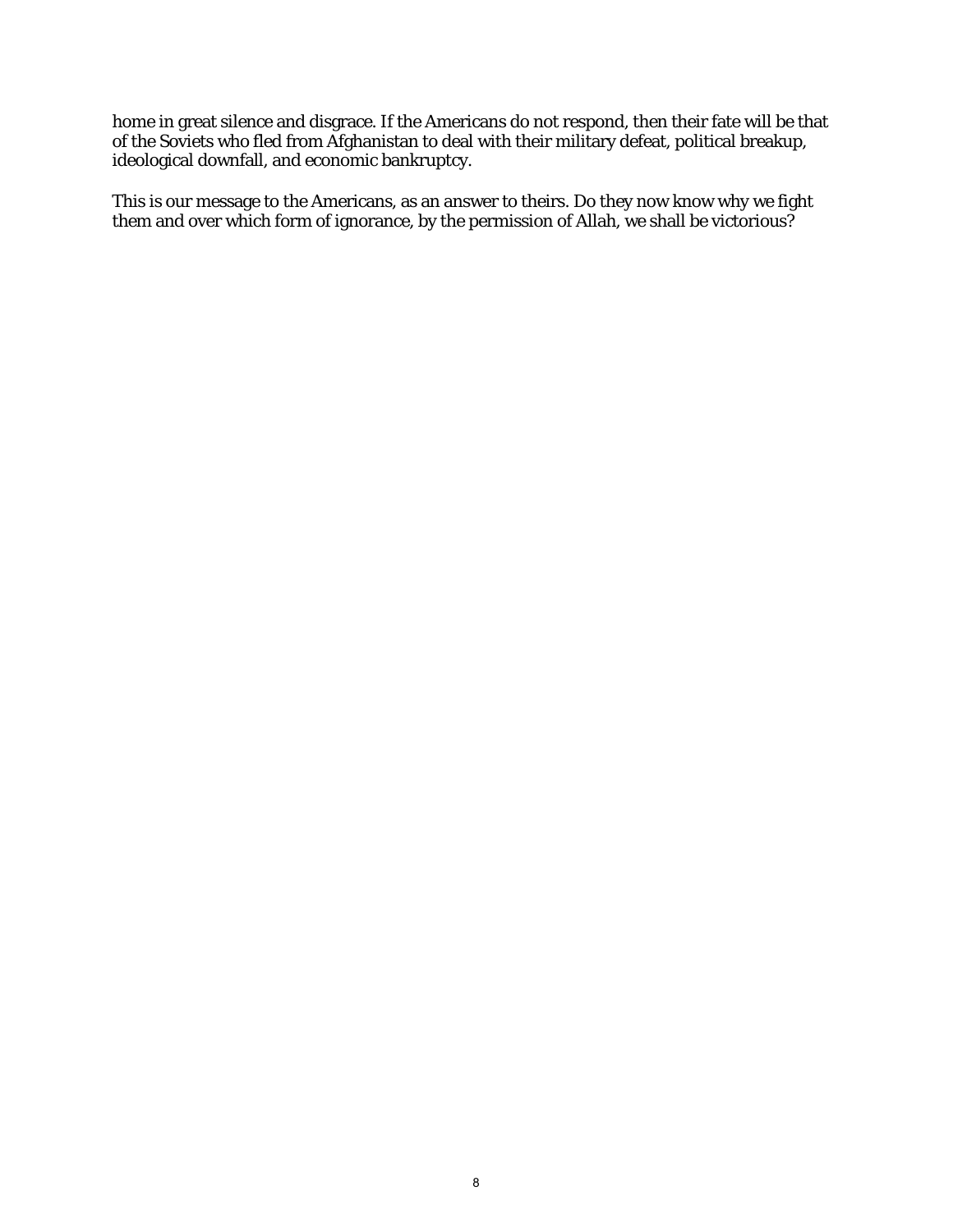home in great silence and disgrace. If the Americans do not respond, then their fate will be that of the Soviets who fled from Afghanistan to deal with their military defeat, political breakup, ideological downfall, and economic bankruptcy.

This is our message to the Americans, as an answer to theirs. Do they now know why we fight them and over which form of ignorance, by the permission of Allah, we shall be victorious?